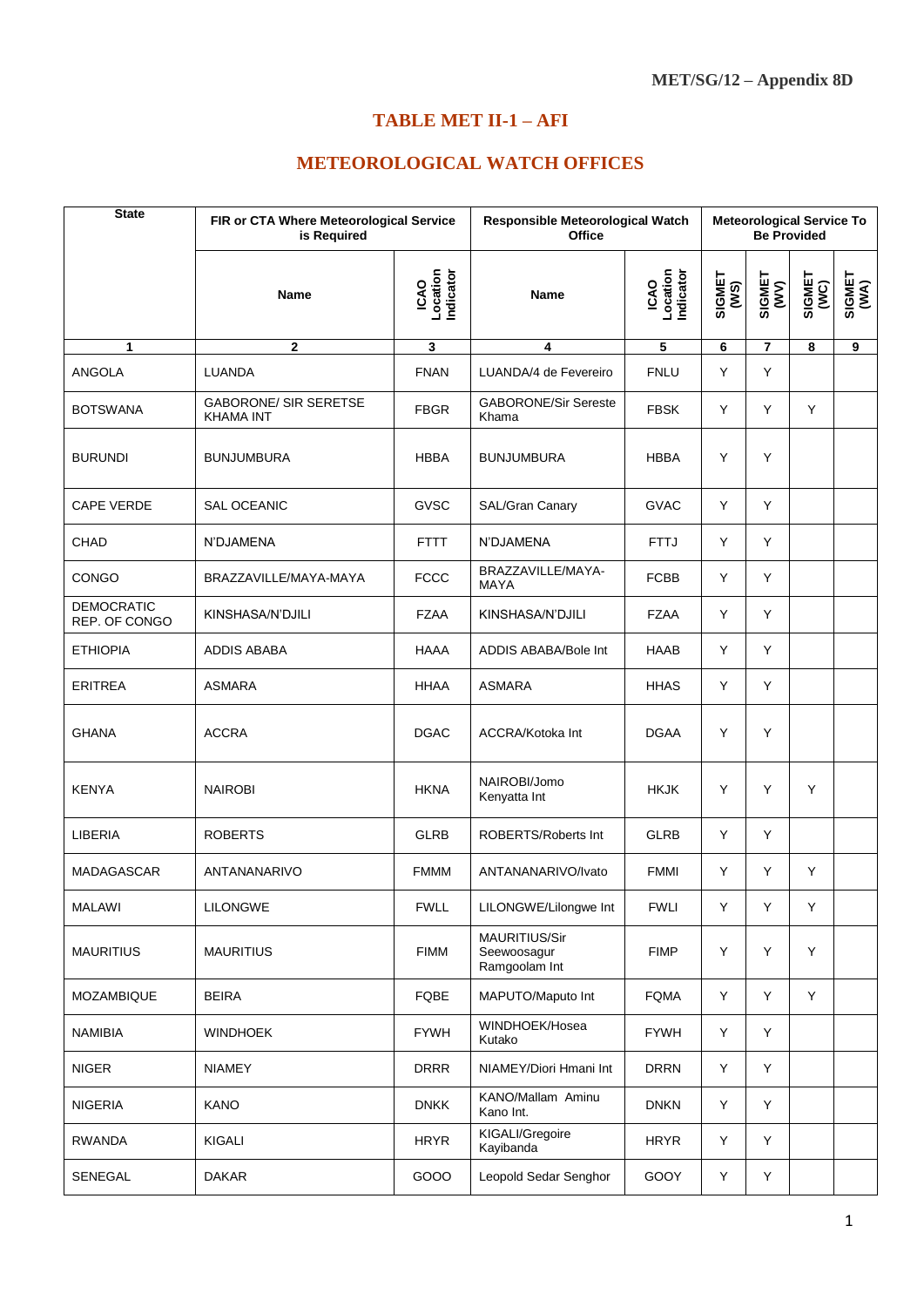MET/SG/12 – Appendix 8D

# TABLE MET II-1 – AFI

## METEOROLOGICAL WATCH OFFICES

| State | FIR or CTA Where Meteorological Service is Required | | Responsible Meteorological Watch Office | | Meteorological Service To Be Provided | | | |
|---|---|---|---|---|---|---|---|---|
| | Name | ICAO Location Indicator | Name | ICAO Location Indicator | SIGMET (WS) | SIGMET (WV) | SIGMET (WC) | SIGMET (WA) |
| 1 | 2 | 3 | 4 | 5 | 6 | 7 | 8 | 9 |
| ANGOLA | LUANDA | FNAN | LUANDA/4 de Fevereiro | FNLU | Y | Y | | |
| BOTSWANA | GABORONE/ SIR SERETSE KHAMA INT | FBGR | GABORONE/Sir Sereste Khama | FBSK | Y | Y | Y | |
| BURUNDI | BUNJUMBURA | HBBA | BUNJUMBURA | HBBA | Y | Y | | |
| CAPE VERDE | SAL OCEANIC | GVSC | SAL/Gran Canary | GVAC | Y | Y | | |
| CHAD | N'DJAMENA | FTTT | N'DJAMENA | FTTJ | Y | Y | | |
| CONGO | BRAZZAVILLE/MAYA-MAYA | FCCC | BRAZZAVILLE/MAYA-MAYA | FCBB | Y | Y | | |
| DEMOCRATIC REP. OF CONGO | KINSHASA/N'DJILI | FZAA | KINSHASA/N'DJILI | FZAA | Y | Y | | |
| ETHIOPIA | ADDIS ABABA | HAAA | ADDIS ABABA/Bole Int | HAAB | Y | Y | | |
| ERITREA | ASMARA | HHAA | ASMARA | HHAS | Y | Y | | |
| GHANA | ACCRA | DGAC | ACCRA/Kotoka Int | DGAA | Y | Y | | |
| KENYA | NAIROBI | HKNA | NAIROBI/Jomo Kenyatta Int | HKJK | Y | Y | Y | |
| LIBERIA | ROBERTS | GLRB | ROBERTS/Roberts Int | GLRB | Y | Y | | |
| MADAGASCAR | ANTANANARIVO | FMMM | ANTANANARIVO/Ivato | FMMI | Y | Y | Y | |
| MALAWI | LILONGWE | FWLL | LILONGWE/Lilongwe Int | FWLI | Y | Y | Y | |
| MAURITIUS | MAURITIUS | FIMM | MAURITIUS/Sir Seewoosagur Ramgoolam Int | FIMP | Y | Y | Y | |
| MOZAMBIQUE | BEIRA | FQBE | MAPUTO/Maputo Int | FQMA | Y | Y | Y | |
| NAMIBIA | WINDHOEK | FYWH | WINDHOEK/Hosea Kutako | FYWH | Y | Y | | |
| NIGER | NIAMEY | DRRR | NIAMEY/Diori Hmani Int | DRRN | Y | Y | | |
| NIGERIA | KANO | DNKK | KANO/Mallam Aminu Kano Int. | DNKN | Y | Y | | |
| RWANDA | KIGALI | HRYR | KIGALI/Gregoire Kayibanda | HRYR | Y | Y | | |
| SENEGAL | DAKAR | GOOO | Leopold Sedar Senghor | GOOY | Y | Y | | |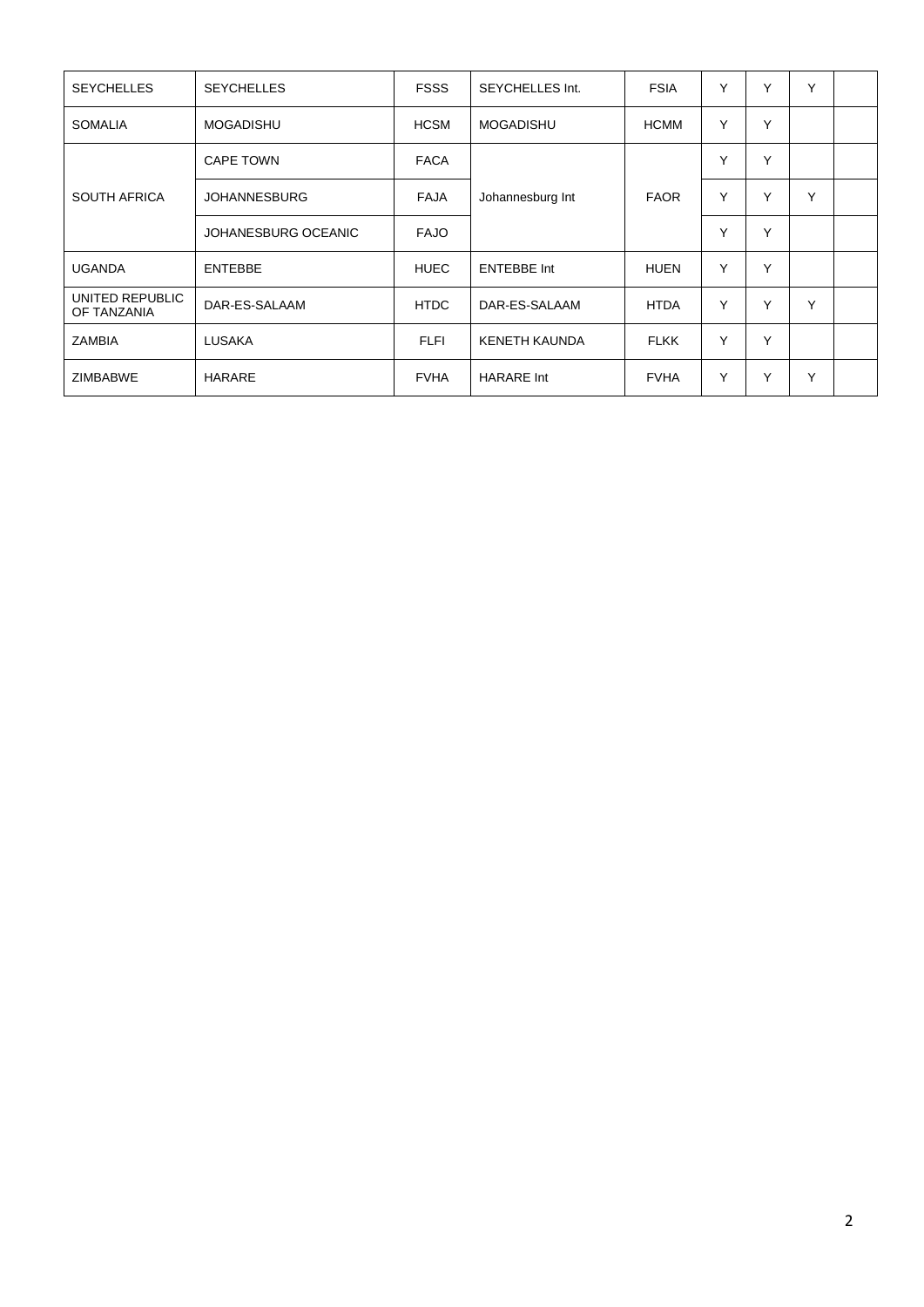| | | | | | | | | |
|---|---|---|---|---|---|---|---|---|
| SEYCHELLES | SEYCHELLES | FSSS | SEYCHELLES Int. | FSIA | Y | Y | Y | |
| SOMALIA | MOGADISHU | HCSM | MOGADISHU | HCMM | Y | Y | | |
| SOUTH AFRICA | CAPE TOWN | FACA | Johannesburg Int | FAOR | Y | Y | | |
| | JOHANNESBURG | FAJA | | | Y | Y | Y | |
| | JOHANESBURG OCEANIC | FAJO | | | Y | Y | | |
| UGANDA | ENTEBBE | HUEC | ENTEBBE Int | HUEN | Y | Y | | |
| UNITED REPUBLIC OF TANZANIA | DAR-ES-SALAAM | HTDC | DAR-ES-SALAAM | HTDA | Y | Y | Y | |
| ZAMBIA | LUSAKA | FLFI | KENETH KAUNDA | FLKK | Y | Y | | |
| ZIMBABWE | HARARE | FVHA | HARARE Int | FVHA | Y | Y | Y | |